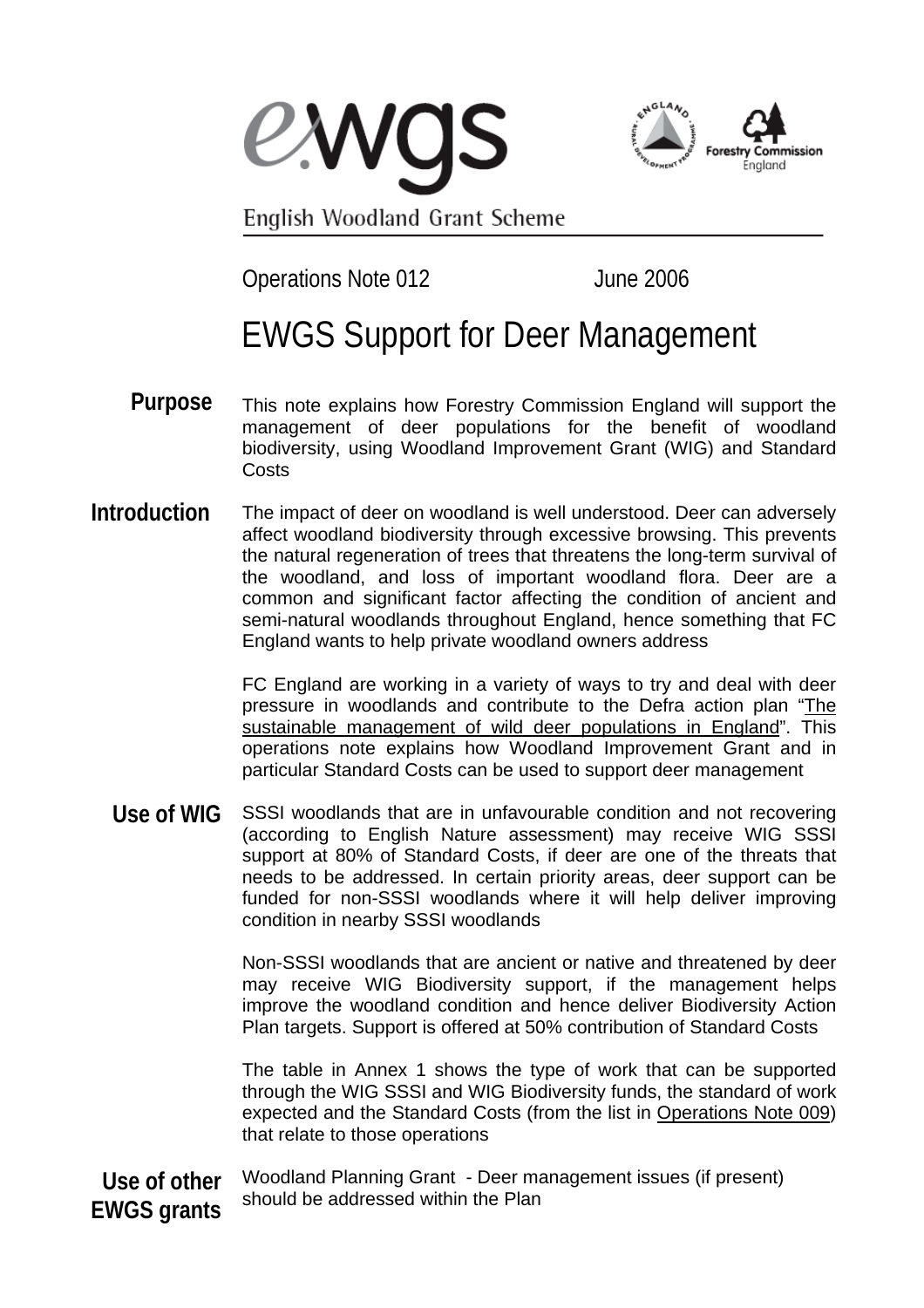ewgs

English Woodland Grant Scheme

Operations Note 012 June 2006

# EWGS Support for Deer Management

## Purpose

This note explains how Forestry Commission England will support the management of deer populations for the benefit of woodland biodiversity, using Woodland Improvement Grant (WIG) and Standard Costs

## Introduction

The impact of deer on woodland is well understood. Deer can adversely affect woodland biodiversity through excessive browsing. This prevents the natural regeneration of trees that threatens the long-term survival of the woodland, and loss of important woodland flora. Deer are a common and significant factor affecting the condition of ancient and semi-natural woodlands throughout England, hence something that FC England wants to help private woodland owners address

FC England are working in a variety of ways to try and deal with deer pressure in woodlands and contribute to the Defra action plan "The sustainable management of wild deer populations in England". This operations note explains how Woodland Improvement Grant and in particular Standard Costs can be used to support deer management

## Use of WIG

SSSI woodlands that are in unfavourable condition and not recovering (according to English Nature assessment) may receive WIG SSSI support at 80% of Standard Costs, if deer are one of the threats that needs to be addressed. In certain priority areas, deer support can be funded for non-SSSI woodlands where it will help deliver improving condition in nearby SSSI woodlands

Non-SSSI woodlands that are ancient or native and threatened by deer may receive WIG Biodiversity support, if the management helps improve the woodland condition and hence deliver Biodiversity Action Plan targets. Support is offered at 50% contribution of Standard Costs

The table in Annex 1 shows the type of work that can be supported through the WIG SSSI and WIG Biodiversity funds, the standard of work expected and the Standard Costs (from the list in Operations Note 009) that relate to those operations

## Use of other EWGS grants

Woodland Planning Grant - Deer management issues (if present) should be addressed within the Plan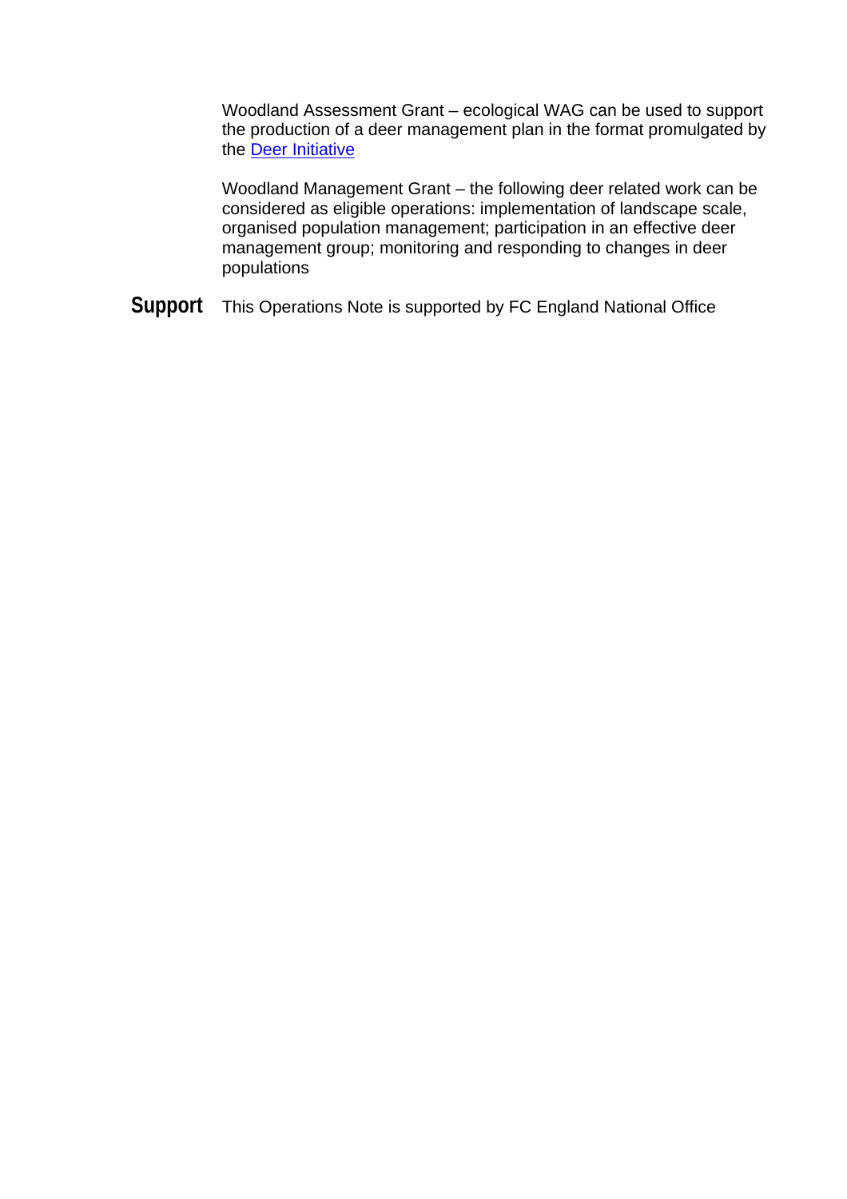Woodland Assessment Grant – ecological WAG can be used to support the production of a deer management plan in the format promulgated by the Deer Initiative

Woodland Management Grant – the following deer related work can be considered as eligible operations: implementation of landscape scale, organised population management; participation in an effective deer management group; monitoring and responding to changes in deer populations

**Support** This Operations Note is supported by FC England National Office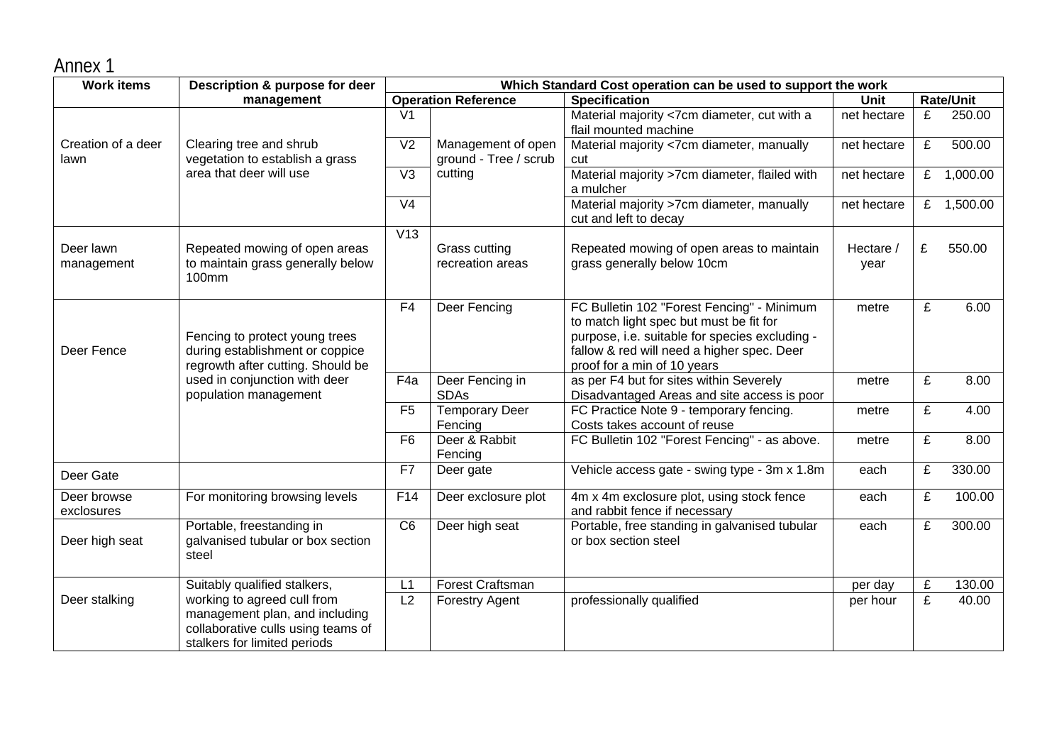# Annex 1

| Work items | Description & purpose for deer management | Which Standard Cost operation can be used to support the work | | | | |
|---|---|---|---|---|---|---|
| | | Operation Reference | | Specification | Unit | Rate/Unit |
| Creation of a deer lawn | Clearing tree and shrub vegetation to establish a grass area that deer will use | V1 | Management of open ground - Tree / scrub cutting | Material majority <7cm diameter, cut with a flail mounted machine | net hectare | £ 250.00 |
| | | V2 | | Material majority <7cm diameter, manually cut | net hectare | £ 500.00 |
| | | V3 | | Material majority >7cm diameter, flailed with a mulcher | net hectare | £ 1,000.00 |
| | | V4 | | Material majority >7cm diameter, manually cut and left to decay | net hectare | £ 1,500.00 |
| Deer lawn management | Repeated mowing of open areas to maintain grass generally below 100mm | V13 | Grass cutting recreation areas | Repeated mowing of open areas to maintain grass generally below 10cm | Hectare / year | £ 550.00 |
| Deer Fence | Fencing to protect young trees during establishment or coppice regrowth after cutting. Should be used in conjunction with deer population management | F4 | Deer Fencing | FC Bulletin 102 "Forest Fencing" - Minimum to match light spec but must be fit for purpose, i.e. suitable for species excluding - fallow & red will need a higher spec. Deer proof for a min of 10 years | metre | £ 6.00 |
| | | F4a | Deer Fencing in SDAs | as per F4 but for sites within Severely Disadvantaged Areas and site access is poor | metre | £ 8.00 |
| | | F5 | Temporary Deer Fencing | FC Practice Note 9 - temporary fencing. Costs takes account of reuse | metre | £ 4.00 |
| | | F6 | Deer & Rabbit Fencing | FC Bulletin 102 "Forest Fencing" - as above. | metre | £ 8.00 |
| Deer Gate | | F7 | Deer gate | Vehicle access gate - swing type - 3m x 1.8m | each | £ 330.00 |
| Deer browse exclosures | For monitoring browsing levels | F14 | Deer exclosure plot | 4m x 4m exclosure plot, using stock fence and rabbit fence if necessary | each | £ 100.00 |
| Deer high seat | Portable, freestanding in galvanised tubular or box section steel | C6 | Deer high seat | Portable, free standing in galvanised tubular or box section steel | each | £ 300.00 |
| Deer stalking | Suitably qualified stalkers, working to agreed cull from management plan, and including collaborative culls using teams of stalkers for limited periods | L1 | Forest Craftsman | | per day | £ 130.00 |
| | | L2 | Forestry Agent | professionally qualified | per hour | £ 40.00 |